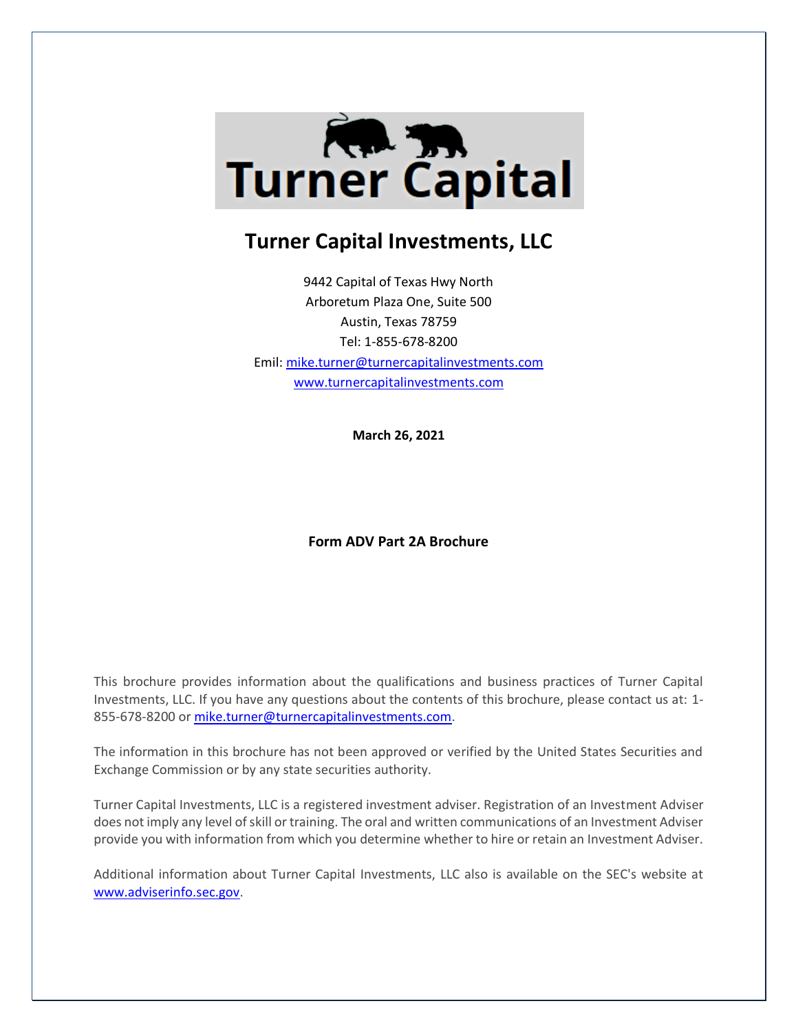# Turner Capital Investments, LLC

9442 Capital of Texas Hwy North
Arboretum Plaza One, Suite 500
Austin, Texas 78759
Tel: 1-855-678-8200
Emil: mike.turner@turnercapitalinvestments.com
www.turnercapitalinvestments.com

**March 26, 2021**

**Form ADV Part 2A Brochure**

This brochure provides information about the qualifications and business practices of Turner Capital Investments, LLC. If you have any questions about the contents of this brochure, please contact us at: 1-855-678-8200 or mike.turner@turnercapitalinvestments.com.

The information in this brochure has not been approved or verified by the United States Securities and Exchange Commission or by any state securities authority.

Turner Capital Investments, LLC is a registered investment adviser. Registration of an Investment Adviser does not imply any level of skill or training. The oral and written communications of an Investment Adviser provide you with information from which you determine whether to hire or retain an Investment Adviser.

Additional information about Turner Capital Investments, LLC also is available on the SEC's website at www.adviserinfo.sec.gov.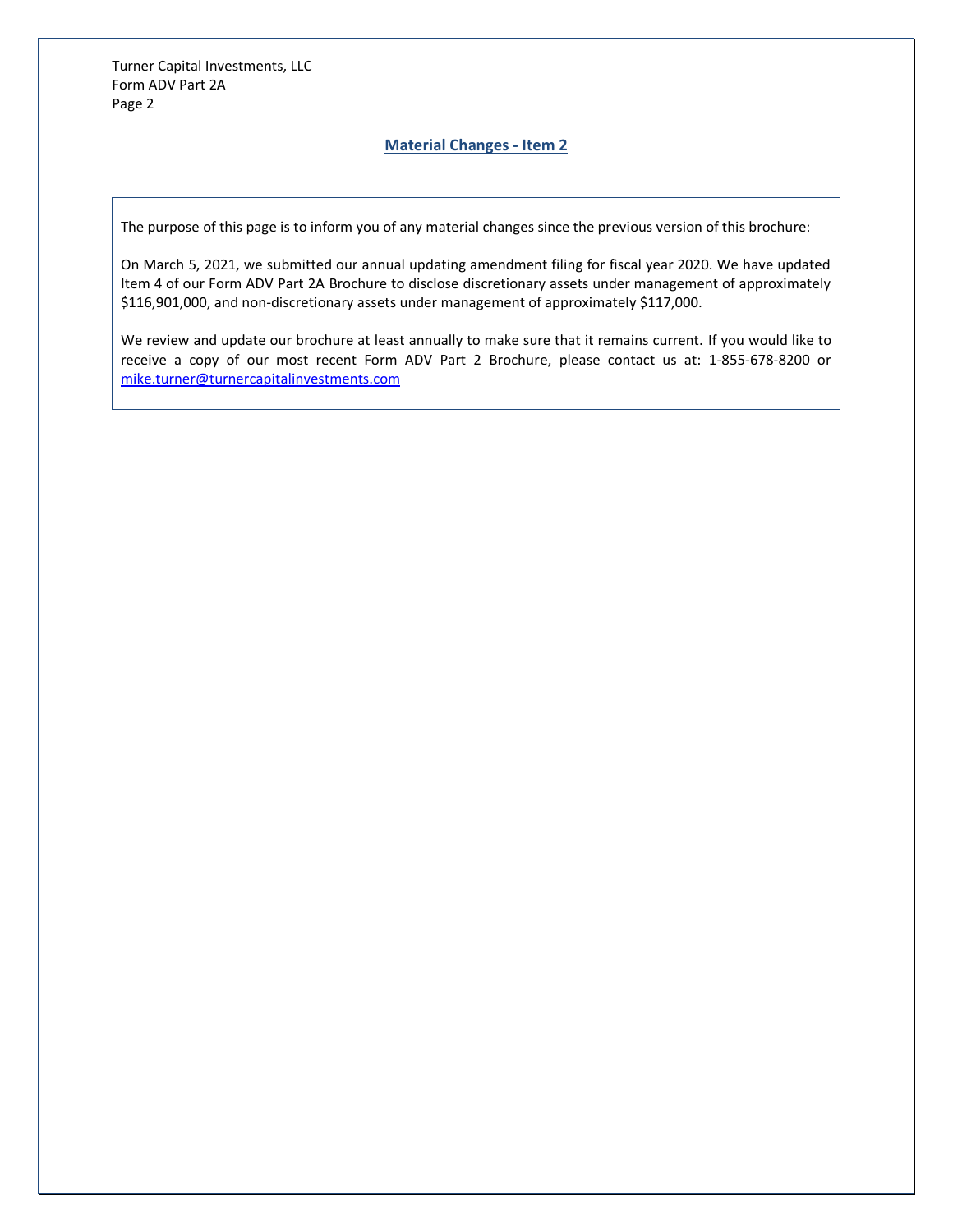## Material Changes - Item 2

The purpose of this page is to inform you of any material changes since the previous version of this brochure:

On March 5, 2021, we submitted our annual updating amendment filing for fiscal year 2020. We have updated Item 4 of our Form ADV Part 2A Brochure to disclose discretionary assets under management of approximately $116,901,000, and non-discretionary assets under management of approximately $117,000.

We review and update our brochure at least annually to make sure that it remains current. If you would like to receive a copy of our most recent Form ADV Part 2 Brochure, please contact us at: 1-855-678-8200 or mike.turner@turnercapitalinvestments.com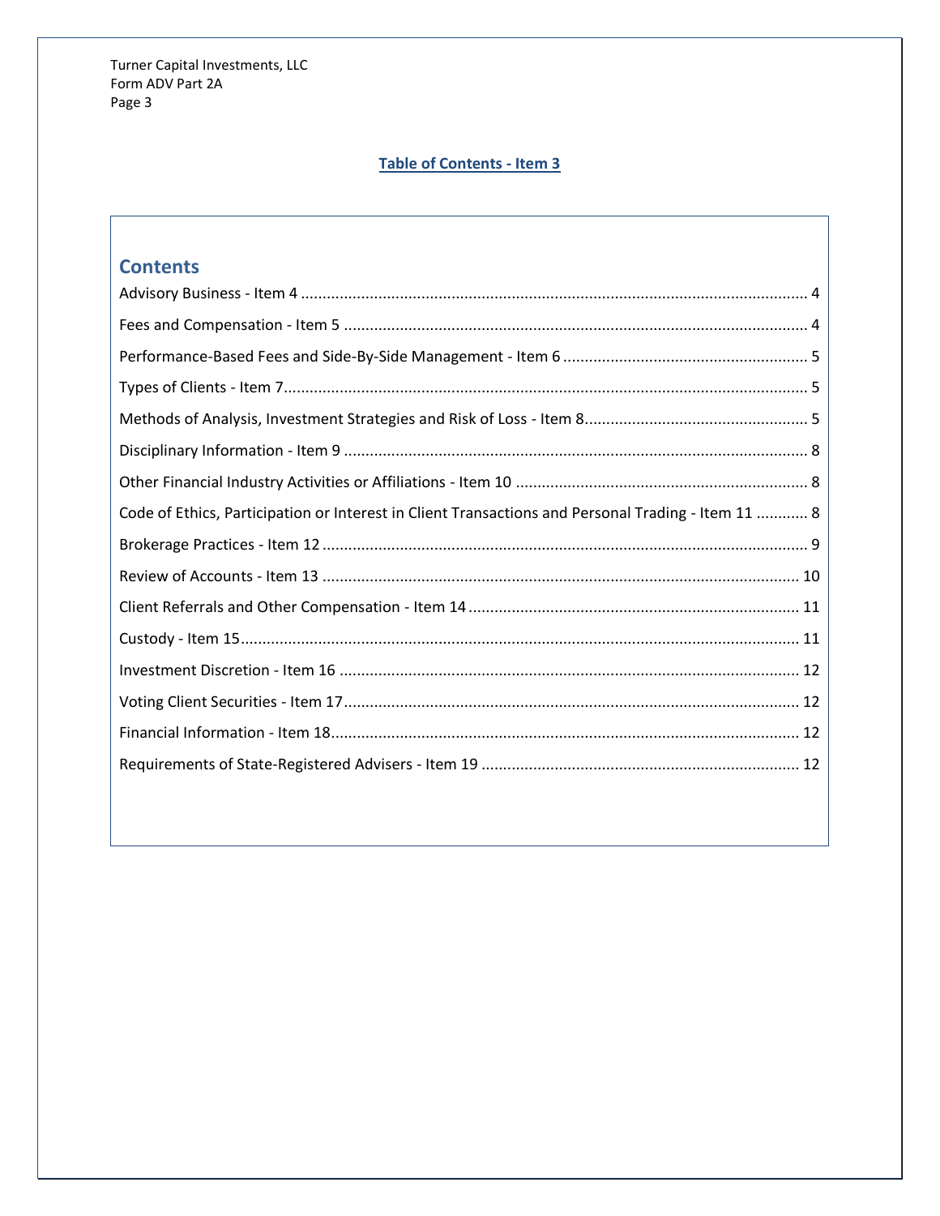## Table of Contents - Item 3

### Contents

Advisory Business - Item 4 .................................................. 4

Fees and Compensation - Item 5 .................................................. 4

Performance-Based Fees and Side-By-Side Management - Item 6 .................................................. 5

Types of Clients - Item 7.................................................. 5

Methods of Analysis, Investment Strategies and Risk of Loss - Item 8.................................................. 5

Disciplinary Information - Item 9 .................................................. 8

Other Financial Industry Activities or Affiliations - Item 10 .................................................. 8

Code of Ethics, Participation or Interest in Client Transactions and Personal Trading - Item 11 ............ 8

Brokerage Practices - Item 12 .................................................. 9

Review of Accounts - Item 13 .................................................. 10

Client Referrals and Other Compensation - Item 14 .................................................. 11

Custody - Item 15.................................................. 11

Investment Discretion - Item 16 .................................................. 12

Voting Client Securities - Item 17.................................................. 12

Financial Information - Item 18.................................................. 12

Requirements of State-Registered Advisers - Item 19 .................................................. 12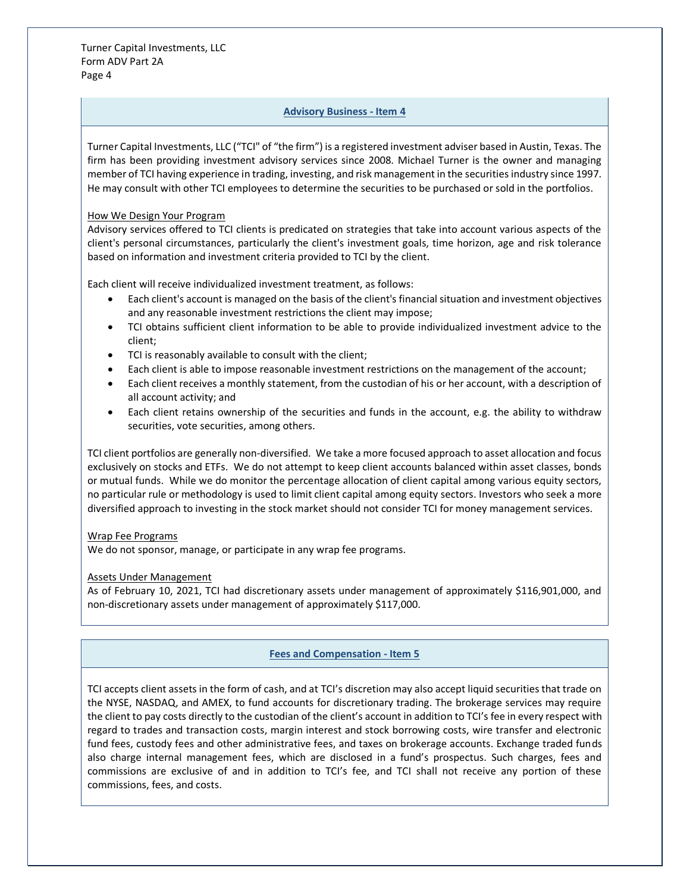## Advisory Business - Item 4

Turner Capital Investments, LLC ("TCI" of "the firm") is a registered investment adviser based in Austin, Texas. The firm has been providing investment advisory services since 2008. Michael Turner is the owner and managing member of TCI having experience in trading, investing, and risk management in the securities industry since 1997. He may consult with other TCI employees to determine the securities to be purchased or sold in the portfolios.

How We Design Your Program

Advisory services offered to TCI clients is predicated on strategies that take into account various aspects of the client's personal circumstances, particularly the client's investment goals, time horizon, age and risk tolerance based on information and investment criteria provided to TCI by the client.

Each client will receive individualized investment treatment, as follows:

- Each client's account is managed on the basis of the client's financial situation and investment objectives and any reasonable investment restrictions the client may impose;
- TCI obtains sufficient client information to be able to provide individualized investment advice to the client;
- TCI is reasonably available to consult with the client;
- Each client is able to impose reasonable investment restrictions on the management of the account;
- Each client receives a monthly statement, from the custodian of his or her account, with a description of all account activity; and
- Each client retains ownership of the securities and funds in the account, e.g. the ability to withdraw securities, vote securities, among others.

TCI client portfolios are generally non-diversified. We take a more focused approach to asset allocation and focus exclusively on stocks and ETFs. We do not attempt to keep client accounts balanced within asset classes, bonds or mutual funds. While we do monitor the percentage allocation of client capital among various equity sectors, no particular rule or methodology is used to limit client capital among equity sectors. Investors who seek a more diversified approach to investing in the stock market should not consider TCI for money management services.

Wrap Fee Programs

We do not sponsor, manage, or participate in any wrap fee programs.

Assets Under Management

As of February 10, 2021, TCI had discretionary assets under management of approximately $116,901,000, and non-discretionary assets under management of approximately $117,000.

## Fees and Compensation - Item 5

TCI accepts client assets in the form of cash, and at TCI's discretion may also accept liquid securities that trade on the NYSE, NASDAQ, and AMEX, to fund accounts for discretionary trading. The brokerage services may require the client to pay costs directly to the custodian of the client's account in addition to TCI's fee in every respect with regard to trades and transaction costs, margin interest and stock borrowing costs, wire transfer and electronic fund fees, custody fees and other administrative fees, and taxes on brokerage accounts. Exchange traded funds also charge internal management fees, which are disclosed in a fund's prospectus. Such charges, fees and commissions are exclusive of and in addition to TCI's fee, and TCI shall not receive any portion of these commissions, fees, and costs.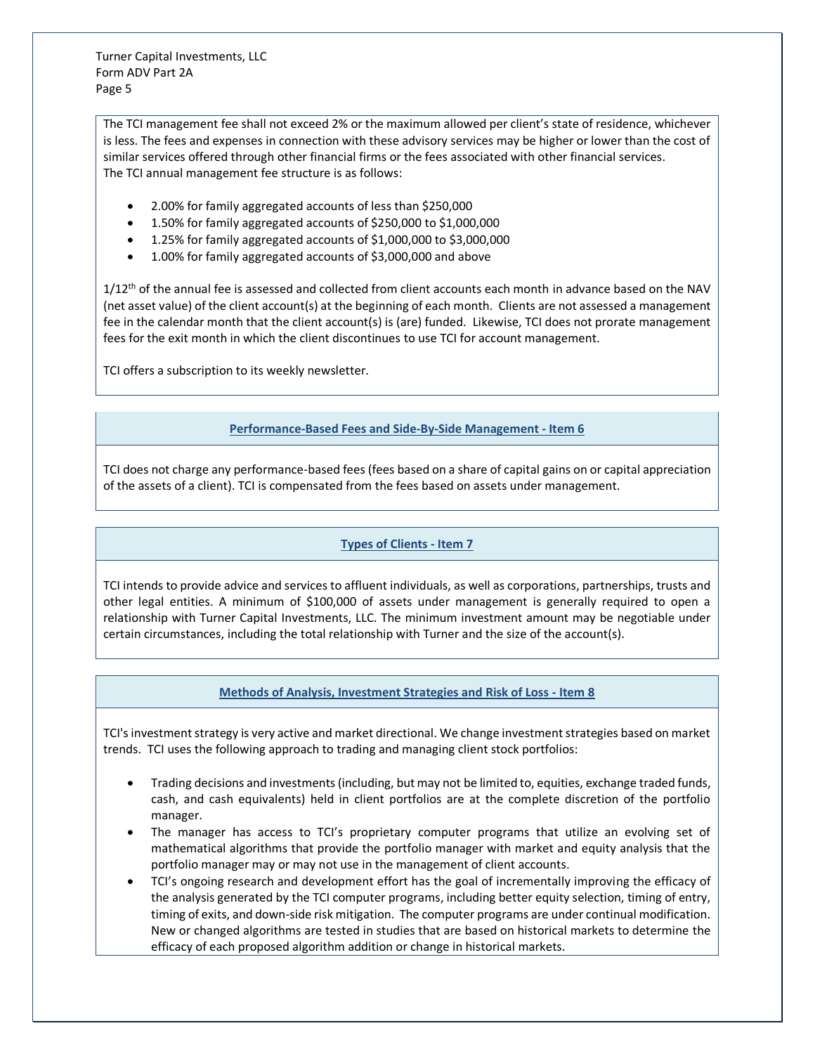The TCI management fee shall not exceed 2% or the maximum allowed per client's state of residence, whichever is less. The fees and expenses in connection with these advisory services may be higher or lower than the cost of similar services offered through other financial firms or the fees associated with other financial services.
The TCI annual management fee structure is as follows:

- 2.00% for family aggregated accounts of less than $250,000
- 1.50% for family aggregated accounts of $250,000 to $1,000,000
- 1.25% for family aggregated accounts of $1,000,000 to $3,000,000
- 1.00% for family aggregated accounts of $3,000,000 and above

1/12th of the annual fee is assessed and collected from client accounts each month in advance based on the NAV (net asset value) of the client account(s) at the beginning of each month. Clients are not assessed a management fee in the calendar month that the client account(s) is (are) funded. Likewise, TCI does not prorate management fees for the exit month in which the client discontinues to use TCI for account management.

TCI offers a subscription to its weekly newsletter.

## Performance-Based Fees and Side-By-Side Management - Item 6

TCI does not charge any performance-based fees (fees based on a share of capital gains on or capital appreciation of the assets of a client). TCI is compensated from the fees based on assets under management.

## Types of Clients - Item 7

TCI intends to provide advice and services to affluent individuals, as well as corporations, partnerships, trusts and other legal entities. A minimum of $100,000 of assets under management is generally required to open a relationship with Turner Capital Investments, LLC. The minimum investment amount may be negotiable under certain circumstances, including the total relationship with Turner and the size of the account(s).

## Methods of Analysis, Investment Strategies and Risk of Loss - Item 8

TCI's investment strategy is very active and market directional. We change investment strategies based on market trends. TCI uses the following approach to trading and managing client stock portfolios:

- Trading decisions and investments (including, but may not be limited to, equities, exchange traded funds, cash, and cash equivalents) held in client portfolios are at the complete discretion of the portfolio manager.
- The manager has access to TCI's proprietary computer programs that utilize an evolving set of mathematical algorithms that provide the portfolio manager with market and equity analysis that the portfolio manager may or may not use in the management of client accounts.
- TCI's ongoing research and development effort has the goal of incrementally improving the efficacy of the analysis generated by the TCI computer programs, including better equity selection, timing of entry, timing of exits, and down-side risk mitigation. The computer programs are under continual modification. New or changed algorithms are tested in studies that are based on historical markets to determine the efficacy of each proposed algorithm addition or change in historical markets.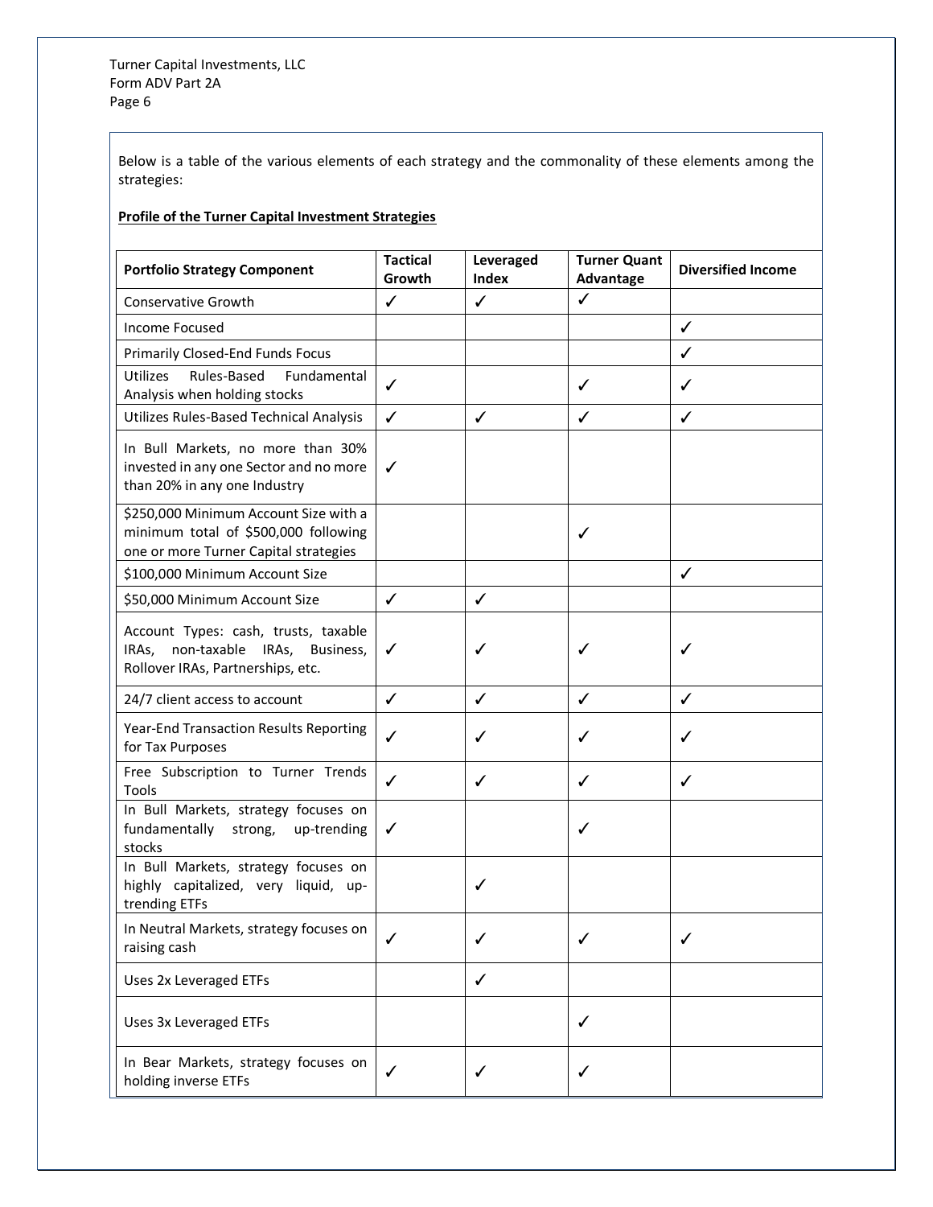Below is a table of the various elements of each strategy and the commonality of these elements among the strategies:

**Profile of the Turner Capital Investment Strategies**

| Portfolio Strategy Component | Tactical Growth | Leveraged Index | Turner Quant Advantage | Diversified Income |
|---|---|---|---|---|
| Conservative Growth | ✓ | ✓ | ✓ | |
| Income Focused | | | | ✓ |
| Primarily Closed-End Funds Focus | | | | ✓ |
| Utilizes Rules-Based Fundamental Analysis when holding stocks | ✓ | | ✓ | ✓ |
| Utilizes Rules-Based Technical Analysis | ✓ | ✓ | ✓ | ✓ |
| In Bull Markets, no more than 30% invested in any one Sector and no more than 20% in any one Industry | ✓ | | | |
| $250,000 Minimum Account Size with a minimum total of $500,000 following one or more Turner Capital strategies | | | ✓ | |
| $100,000 Minimum Account Size | | | | ✓ |
| $50,000 Minimum Account Size | ✓ | ✓ | | |
| Account Types: cash, trusts, taxable IRAs, non-taxable IRAs, Business, Rollover IRAs, Partnerships, etc. | ✓ | ✓ | ✓ | ✓ |
| 24/7 client access to account | ✓ | ✓ | ✓ | ✓ |
| Year-End Transaction Results Reporting for Tax Purposes | ✓ | ✓ | ✓ | ✓ |
| Free Subscription to Turner Trends Tools | ✓ | ✓ | ✓ | ✓ |
| In Bull Markets, strategy focuses on fundamentally strong, up-trending stocks | ✓ | | ✓ | |
| In Bull Markets, strategy focuses on highly capitalized, very liquid, up-trending ETFs | | ✓ | | |
| In Neutral Markets, strategy focuses on raising cash | ✓ | ✓ | ✓ | ✓ |
| Uses 2x Leveraged ETFs | | ✓ | | |
| Uses 3x Leveraged ETFs | | | ✓ | |
| In Bear Markets, strategy focuses on holding inverse ETFs | ✓ | ✓ | ✓ | |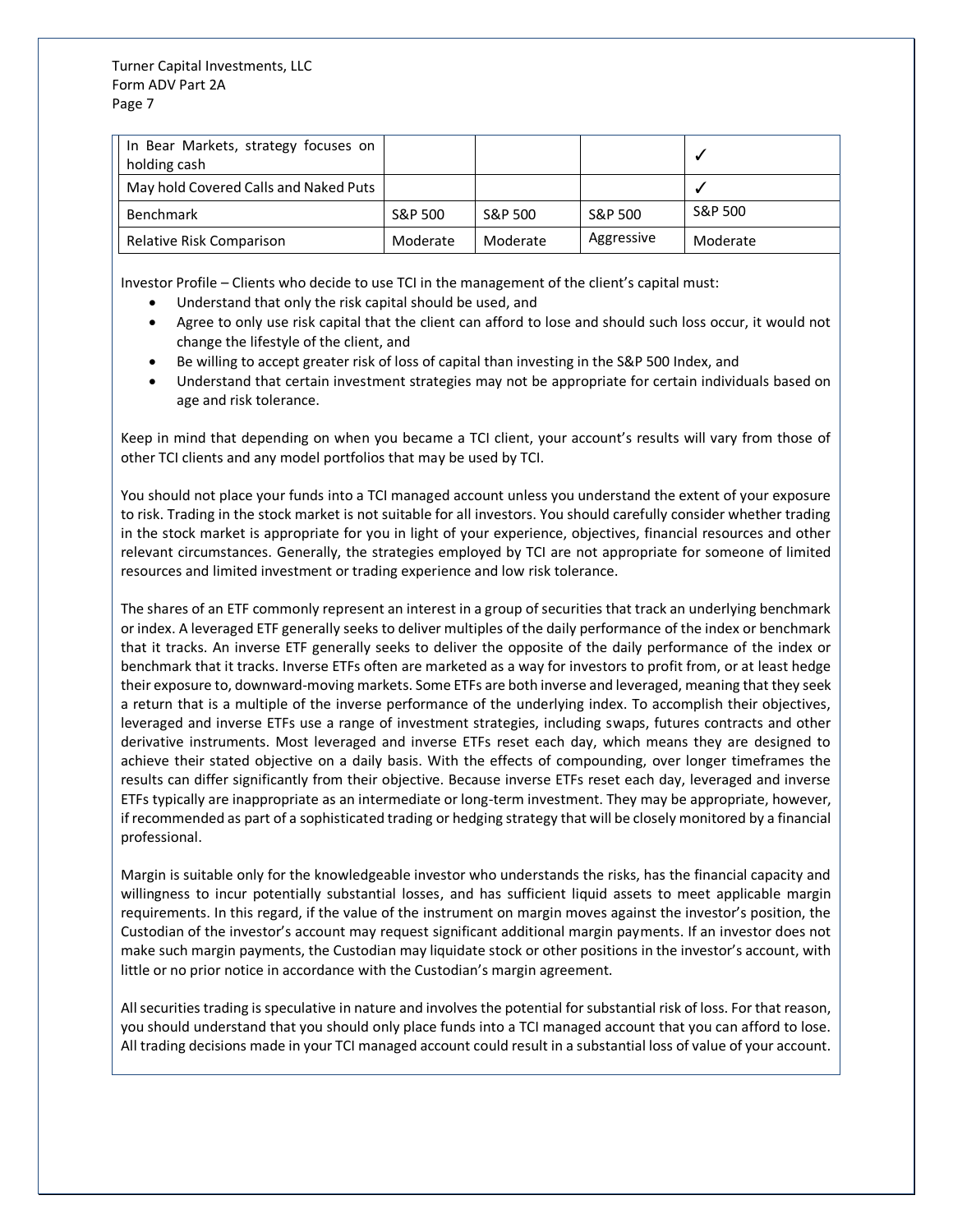| | | | | |
|---|---|---|---|---|
| In Bear Markets, strategy focuses on holding cash | | | | ✓ |
| May hold Covered Calls and Naked Puts | | | | ✓ |
| Benchmark | S&P 500 | S&P 500 | S&P 500 | S&P 500 |
| Relative Risk Comparison | Moderate | Moderate | Aggressive | Moderate |

Investor Profile – Clients who decide to use TCI in the management of the client's capital must:

- Understand that only the risk capital should be used, and
- Agree to only use risk capital that the client can afford to lose and should such loss occur, it would not change the lifestyle of the client, and
- Be willing to accept greater risk of loss of capital than investing in the S&P 500 Index, and
- Understand that certain investment strategies may not be appropriate for certain individuals based on age and risk tolerance.

Keep in mind that depending on when you became a TCI client, your account's results will vary from those of other TCI clients and any model portfolios that may be used by TCI.

You should not place your funds into a TCI managed account unless you understand the extent of your exposure to risk. Trading in the stock market is not suitable for all investors. You should carefully consider whether trading in the stock market is appropriate for you in light of your experience, objectives, financial resources and other relevant circumstances. Generally, the strategies employed by TCI are not appropriate for someone of limited resources and limited investment or trading experience and low risk tolerance.

The shares of an ETF commonly represent an interest in a group of securities that track an underlying benchmark or index. A leveraged ETF generally seeks to deliver multiples of the daily performance of the index or benchmark that it tracks. An inverse ETF generally seeks to deliver the opposite of the daily performance of the index or benchmark that it tracks. Inverse ETFs often are marketed as a way for investors to profit from, or at least hedge their exposure to, downward-moving markets. Some ETFs are both inverse and leveraged, meaning that they seek a return that is a multiple of the inverse performance of the underlying index. To accomplish their objectives, leveraged and inverse ETFs use a range of investment strategies, including swaps, futures contracts and other derivative instruments. Most leveraged and inverse ETFs reset each day, which means they are designed to achieve their stated objective on a daily basis. With the effects of compounding, over longer timeframes the results can differ significantly from their objective. Because inverse ETFs reset each day, leveraged and inverse ETFs typically are inappropriate as an intermediate or long-term investment. They may be appropriate, however, if recommended as part of a sophisticated trading or hedging strategy that will be closely monitored by a financial professional.

Margin is suitable only for the knowledgeable investor who understands the risks, has the financial capacity and willingness to incur potentially substantial losses, and has sufficient liquid assets to meet applicable margin requirements. In this regard, if the value of the instrument on margin moves against the investor's position, the Custodian of the investor's account may request significant additional margin payments. If an investor does not make such margin payments, the Custodian may liquidate stock or other positions in the investor's account, with little or no prior notice in accordance with the Custodian's margin agreement.

All securities trading is speculative in nature and involves the potential for substantial risk of loss. For that reason, you should understand that you should only place funds into a TCI managed account that you can afford to lose. All trading decisions made in your TCI managed account could result in a substantial loss of value of your account.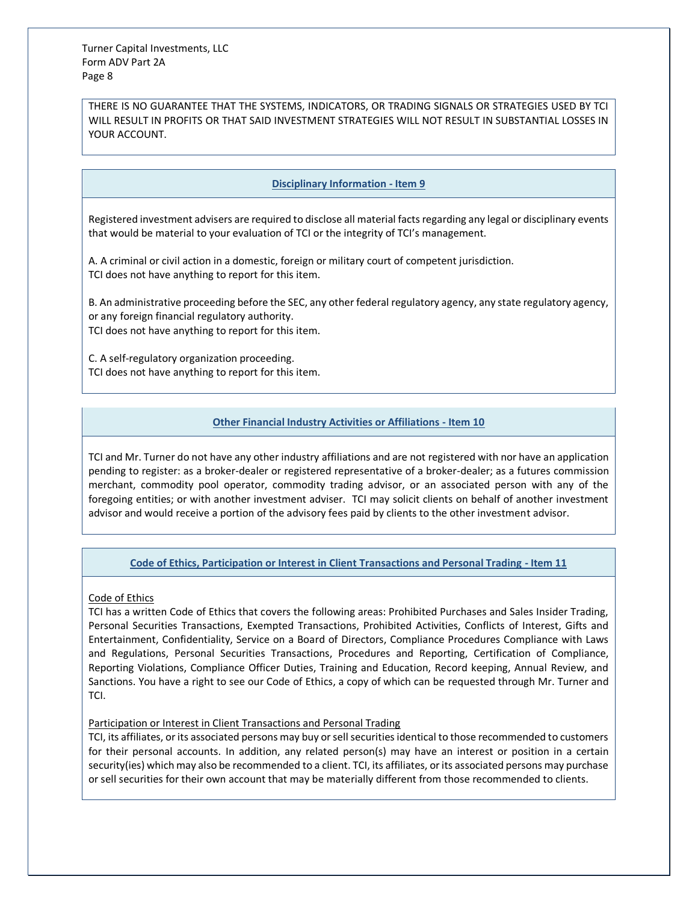THERE IS NO GUARANTEE THAT THE SYSTEMS, INDICATORS, OR TRADING SIGNALS OR STRATEGIES USED BY TCI WILL RESULT IN PROFITS OR THAT SAID INVESTMENT STRATEGIES WILL NOT RESULT IN SUBSTANTIAL LOSSES IN YOUR ACCOUNT.

## Disciplinary Information - Item 9

Registered investment advisers are required to disclose all material facts regarding any legal or disciplinary events that would be material to your evaluation of TCI or the integrity of TCI's management.

A. A criminal or civil action in a domestic, foreign or military court of competent jurisdiction.
TCI does not have anything to report for this item.

B. An administrative proceeding before the SEC, any other federal regulatory agency, any state regulatory agency, or any foreign financial regulatory authority.
TCI does not have anything to report for this item.

C. A self-regulatory organization proceeding.
TCI does not have anything to report for this item.

## Other Financial Industry Activities or Affiliations - Item 10

TCI and Mr. Turner do not have any other industry affiliations and are not registered with nor have an application pending to register: as a broker-dealer or registered representative of a broker-dealer; as a futures commission merchant, commodity pool operator, commodity trading advisor, or an associated person with any of the foregoing entities; or with another investment adviser. TCI may solicit clients on behalf of another investment advisor and would receive a portion of the advisory fees paid by clients to the other investment advisor.

## Code of Ethics, Participation or Interest in Client Transactions and Personal Trading - Item 11

### Code of Ethics

TCI has a written Code of Ethics that covers the following areas: Prohibited Purchases and Sales Insider Trading, Personal Securities Transactions, Exempted Transactions, Prohibited Activities, Conflicts of Interest, Gifts and Entertainment, Confidentiality, Service on a Board of Directors, Compliance Procedures Compliance with Laws and Regulations, Personal Securities Transactions, Procedures and Reporting, Certification of Compliance, Reporting Violations, Compliance Officer Duties, Training and Education, Record keeping, Annual Review, and Sanctions. You have a right to see our Code of Ethics, a copy of which can be requested through Mr. Turner and TCI.

### Participation or Interest in Client Transactions and Personal Trading

TCI, its affiliates, or its associated persons may buy or sell securities identical to those recommended to customers for their personal accounts. In addition, any related person(s) may have an interest or position in a certain security(ies) which may also be recommended to a client. TCI, its affiliates, or its associated persons may purchase or sell securities for their own account that may be materially different from those recommended to clients.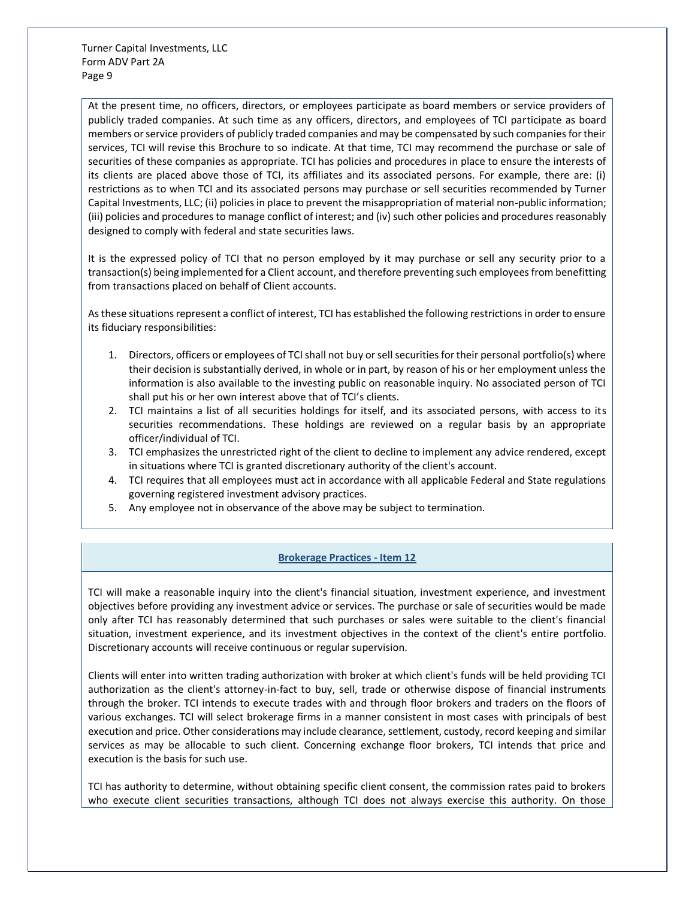At the present time, no officers, directors, or employees participate as board members or service providers of publicly traded companies. At such time as any officers, directors, and employees of TCI participate as board members or service providers of publicly traded companies and may be compensated by such companies for their services, TCI will revise this Brochure to so indicate. At that time, TCI may recommend the purchase or sale of securities of these companies as appropriate. TCI has policies and procedures in place to ensure the interests of its clients are placed above those of TCI, its affiliates and its associated persons. For example, there are: (i) restrictions as to when TCI and its associated persons may purchase or sell securities recommended by Turner Capital Investments, LLC; (ii) policies in place to prevent the misappropriation of material non-public information; (iii) policies and procedures to manage conflict of interest; and (iv) such other policies and procedures reasonably designed to comply with federal and state securities laws.

It is the expressed policy of TCI that no person employed by it may purchase or sell any security prior to a transaction(s) being implemented for a Client account, and therefore preventing such employees from benefitting from transactions placed on behalf of Client accounts.

As these situations represent a conflict of interest, TCI has established the following restrictions in order to ensure its fiduciary responsibilities:

1. Directors, officers or employees of TCI shall not buy or sell securities for their personal portfolio(s) where their decision is substantially derived, in whole or in part, by reason of his or her employment unless the information is also available to the investing public on reasonable inquiry. No associated person of TCI shall put his or her own interest above that of TCI's clients.
2. TCI maintains a list of all securities holdings for itself, and its associated persons, with access to its securities recommendations. These holdings are reviewed on a regular basis by an appropriate officer/individual of TCI.
3. TCI emphasizes the unrestricted right of the client to decline to implement any advice rendered, except in situations where TCI is granted discretionary authority of the client's account.
4. TCI requires that all employees must act in accordance with all applicable Federal and State regulations governing registered investment advisory practices.
5. Any employee not in observance of the above may be subject to termination.

## Brokerage Practices - Item 12

TCI will make a reasonable inquiry into the client's financial situation, investment experience, and investment objectives before providing any investment advice or services. The purchase or sale of securities would be made only after TCI has reasonably determined that such purchases or sales were suitable to the client's financial situation, investment experience, and its investment objectives in the context of the client's entire portfolio. Discretionary accounts will receive continuous or regular supervision.

Clients will enter into written trading authorization with broker at which client's funds will be held providing TCI authorization as the client's attorney-in-fact to buy, sell, trade or otherwise dispose of financial instruments through the broker. TCI intends to execute trades with and through floor brokers and traders on the floors of various exchanges. TCI will select brokerage firms in a manner consistent in most cases with principals of best execution and price. Other considerations may include clearance, settlement, custody, record keeping and similar services as may be allocable to such client. Concerning exchange floor brokers, TCI intends that price and execution is the basis for such use.

TCI has authority to determine, without obtaining specific client consent, the commission rates paid to brokers who execute client securities transactions, although TCI does not always exercise this authority. On those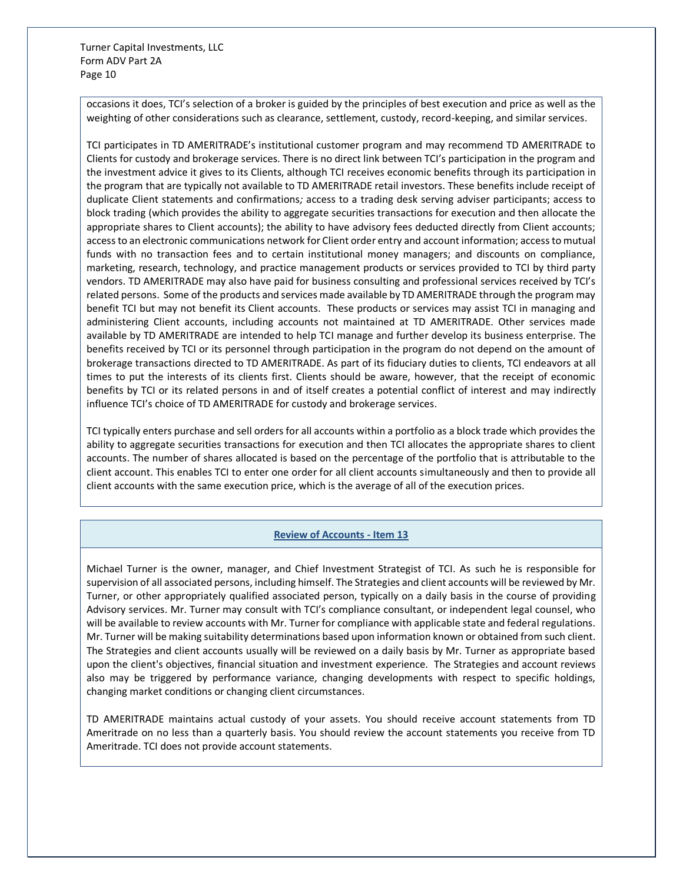occasions it does, TCI's selection of a broker is guided by the principles of best execution and price as well as the weighting of other considerations such as clearance, settlement, custody, record-keeping, and similar services.

TCI participates in TD AMERITRADE's institutional customer program and may recommend TD AMERITRADE to Clients for custody and brokerage services. There is no direct link between TCI's participation in the program and the investment advice it gives to its Clients, although TCI receives economic benefits through its participation in the program that are typically not available to TD AMERITRADE retail investors. These benefits include receipt of duplicate Client statements and confirmations*;* access to a trading desk serving adviser participants; access to block trading (which provides the ability to aggregate securities transactions for execution and then allocate the appropriate shares to Client accounts); the ability to have advisory fees deducted directly from Client accounts; access to an electronic communications network for Client order entry and account information; access to mutual funds with no transaction fees and to certain institutional money managers; and discounts on compliance, marketing, research, technology, and practice management products or services provided to TCI by third party vendors. TD AMERITRADE may also have paid for business consulting and professional services received by TCI's related persons. Some of the products and services made available by TD AMERITRADE through the program may benefit TCI but may not benefit its Client accounts. These products or services may assist TCI in managing and administering Client accounts, including accounts not maintained at TD AMERITRADE. Other services made available by TD AMERITRADE are intended to help TCI manage and further develop its business enterprise. The benefits received by TCI or its personnel through participation in the program do not depend on the amount of brokerage transactions directed to TD AMERITRADE. As part of its fiduciary duties to clients, TCI endeavors at all times to put the interests of its clients first. Clients should be aware, however, that the receipt of economic benefits by TCI or its related persons in and of itself creates a potential conflict of interest and may indirectly influence TCI's choice of TD AMERITRADE for custody and brokerage services.

TCI typically enters purchase and sell orders for all accounts within a portfolio as a block trade which provides the ability to aggregate securities transactions for execution and then TCI allocates the appropriate shares to client accounts. The number of shares allocated is based on the percentage of the portfolio that is attributable to the client account. This enables TCI to enter one order for all client accounts simultaneously and then to provide all client accounts with the same execution price, which is the average of all of the execution prices.

## Review of Accounts - Item 13

Michael Turner is the owner, manager, and Chief Investment Strategist of TCI. As such he is responsible for supervision of all associated persons, including himself. The Strategies and client accounts will be reviewed by Mr. Turner, or other appropriately qualified associated person, typically on a daily basis in the course of providing Advisory services. Mr. Turner may consult with TCI's compliance consultant, or independent legal counsel, who will be available to review accounts with Mr. Turner for compliance with applicable state and federal regulations. Mr. Turner will be making suitability determinations based upon information known or obtained from such client. The Strategies and client accounts usually will be reviewed on a daily basis by Mr. Turner as appropriate based upon the client's objectives, financial situation and investment experience. The Strategies and account reviews also may be triggered by performance variance, changing developments with respect to specific holdings, changing market conditions or changing client circumstances.

TD AMERITRADE maintains actual custody of your assets. You should receive account statements from TD Ameritrade on no less than a quarterly basis. You should review the account statements you receive from TD Ameritrade. TCI does not provide account statements.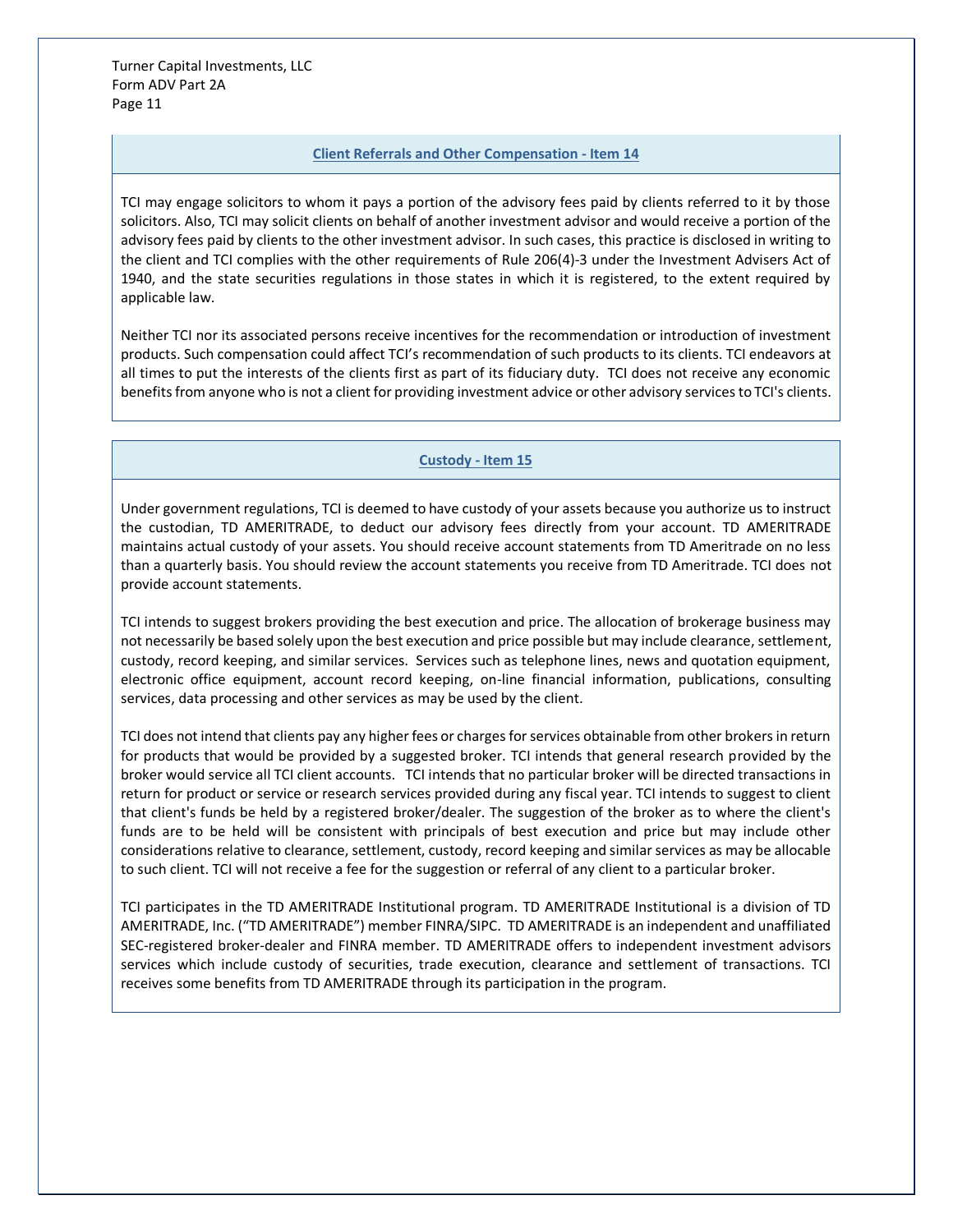## Client Referrals and Other Compensation - Item 14

TCI may engage solicitors to whom it pays a portion of the advisory fees paid by clients referred to it by those solicitors. Also, TCI may solicit clients on behalf of another investment advisor and would receive a portion of the advisory fees paid by clients to the other investment advisor. In such cases, this practice is disclosed in writing to the client and TCI complies with the other requirements of Rule 206(4)-3 under the Investment Advisers Act of 1940, and the state securities regulations in those states in which it is registered, to the extent required by applicable law.

Neither TCI nor its associated persons receive incentives for the recommendation or introduction of investment products. Such compensation could affect TCI's recommendation of such products to its clients. TCI endeavors at all times to put the interests of the clients first as part of its fiduciary duty. TCI does not receive any economic benefits from anyone who is not a client for providing investment advice or other advisory services to TCI's clients.

## Custody - Item 15

Under government regulations, TCI is deemed to have custody of your assets because you authorize us to instruct the custodian, TD AMERITRADE, to deduct our advisory fees directly from your account. TD AMERITRADE maintains actual custody of your assets. You should receive account statements from TD Ameritrade on no less than a quarterly basis. You should review the account statements you receive from TD Ameritrade. TCI does not provide account statements.

TCI intends to suggest brokers providing the best execution and price. The allocation of brokerage business may not necessarily be based solely upon the best execution and price possible but may include clearance, settlement, custody, record keeping, and similar services. Services such as telephone lines, news and quotation equipment, electronic office equipment, account record keeping, on-line financial information, publications, consulting services, data processing and other services as may be used by the client.

TCI does not intend that clients pay any higher fees or charges for services obtainable from other brokers in return for products that would be provided by a suggested broker. TCI intends that general research provided by the broker would service all TCI client accounts. TCI intends that no particular broker will be directed transactions in return for product or service or research services provided during any fiscal year. TCI intends to suggest to client that client's funds be held by a registered broker/dealer. The suggestion of the broker as to where the client's funds are to be held will be consistent with principals of best execution and price but may include other considerations relative to clearance, settlement, custody, record keeping and similar services as may be allocable to such client. TCI will not receive a fee for the suggestion or referral of any client to a particular broker.

TCI participates in the TD AMERITRADE Institutional program. TD AMERITRADE Institutional is a division of TD AMERITRADE, Inc. ("TD AMERITRADE") member FINRA/SIPC. TD AMERITRADE is an independent and unaffiliated SEC-registered broker-dealer and FINRA member. TD AMERITRADE offers to independent investment advisors services which include custody of securities, trade execution, clearance and settlement of transactions. TCI receives some benefits from TD AMERITRADE through its participation in the program.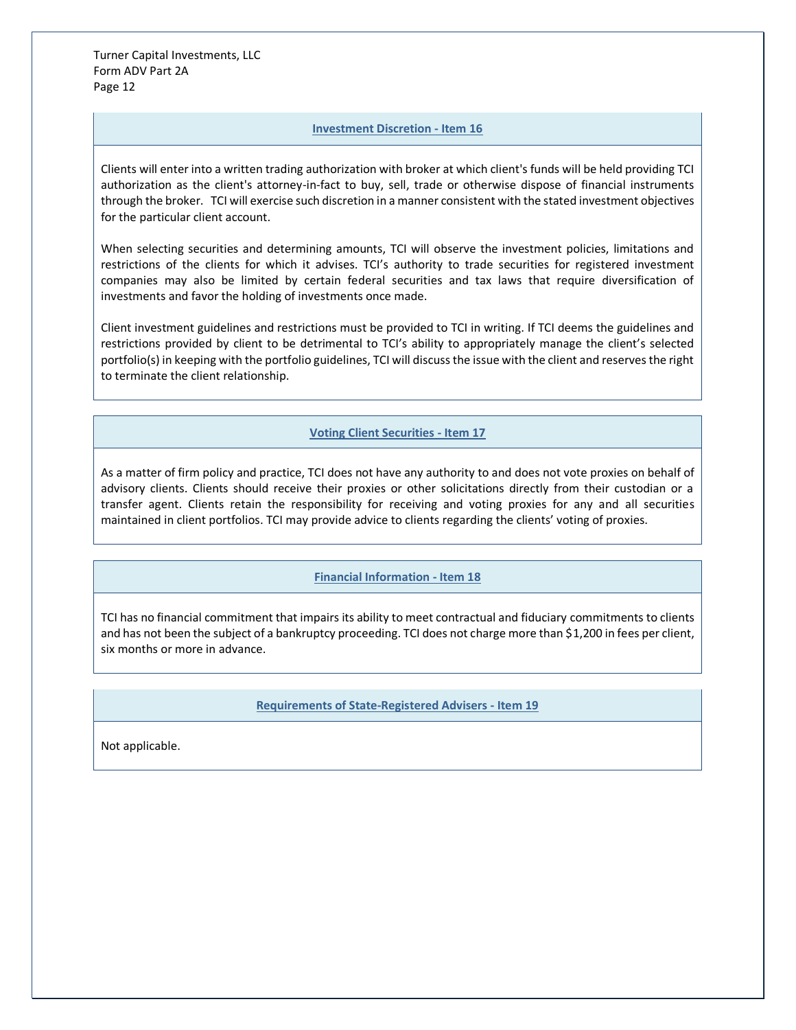## Investment Discretion - Item 16

Clients will enter into a written trading authorization with broker at which client's funds will be held providing TCI authorization as the client's attorney-in-fact to buy, sell, trade or otherwise dispose of financial instruments through the broker. TCI will exercise such discretion in a manner consistent with the stated investment objectives for the particular client account.

When selecting securities and determining amounts, TCI will observe the investment policies, limitations and restrictions of the clients for which it advises. TCI's authority to trade securities for registered investment companies may also be limited by certain federal securities and tax laws that require diversification of investments and favor the holding of investments once made.

Client investment guidelines and restrictions must be provided to TCI in writing. If TCI deems the guidelines and restrictions provided by client to be detrimental to TCI's ability to appropriately manage the client's selected portfolio(s) in keeping with the portfolio guidelines, TCI will discuss the issue with the client and reserves the right to terminate the client relationship.

## Voting Client Securities - Item 17

As a matter of firm policy and practice, TCI does not have any authority to and does not vote proxies on behalf of advisory clients. Clients should receive their proxies or other solicitations directly from their custodian or a transfer agent. Clients retain the responsibility for receiving and voting proxies for any and all securities maintained in client portfolios. TCI may provide advice to clients regarding the clients' voting of proxies.

## Financial Information - Item 18

TCI has no financial commitment that impairs its ability to meet contractual and fiduciary commitments to clients and has not been the subject of a bankruptcy proceeding. TCI does not charge more than $1,200 in fees per client, six months or more in advance.

## Requirements of State-Registered Advisers - Item 19

Not applicable.